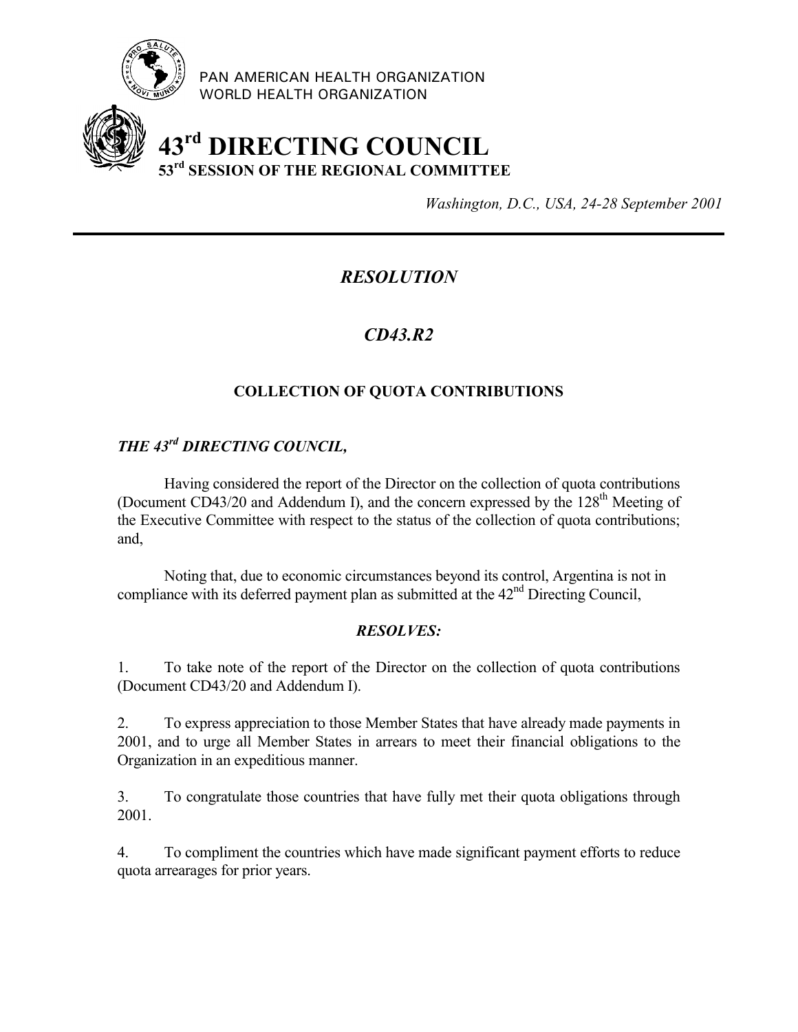PAN AMERICAN HEALTH ORGANIZATION
WORLD HEALTH ORGANIZATION

# 43rd DIRECTING COUNCIL
## 53rd SESSION OF THE REGIONAL COMMITTEE

*Washington, D.C., USA, 24-28 September 2001*

---

## *RESOLUTION*

## *CD43.R2*

### COLLECTION OF QUOTA CONTRIBUTIONS

***THE 43rd DIRECTING COUNCIL,***

Having considered the report of the Director on the collection of quota contributions (Document CD43/20 and Addendum I), and the concern expressed by the 128th Meeting of the Executive Committee with respect to the status of the collection of quota contributions; and,

Noting that, due to economic circumstances beyond its control, Argentina is not in compliance with its deferred payment plan as submitted at the 42nd Directing Council,

***RESOLVES:***

1. To take note of the report of the Director on the collection of quota contributions (Document CD43/20 and Addendum I).

2. To express appreciation to those Member States that have already made payments in 2001, and to urge all Member States in arrears to meet their financial obligations to the Organization in an expeditious manner.

3. To congratulate those countries that have fully met their quota obligations through 2001.

4. To compliment the countries which have made significant payment efforts to reduce quota arrearages for prior years.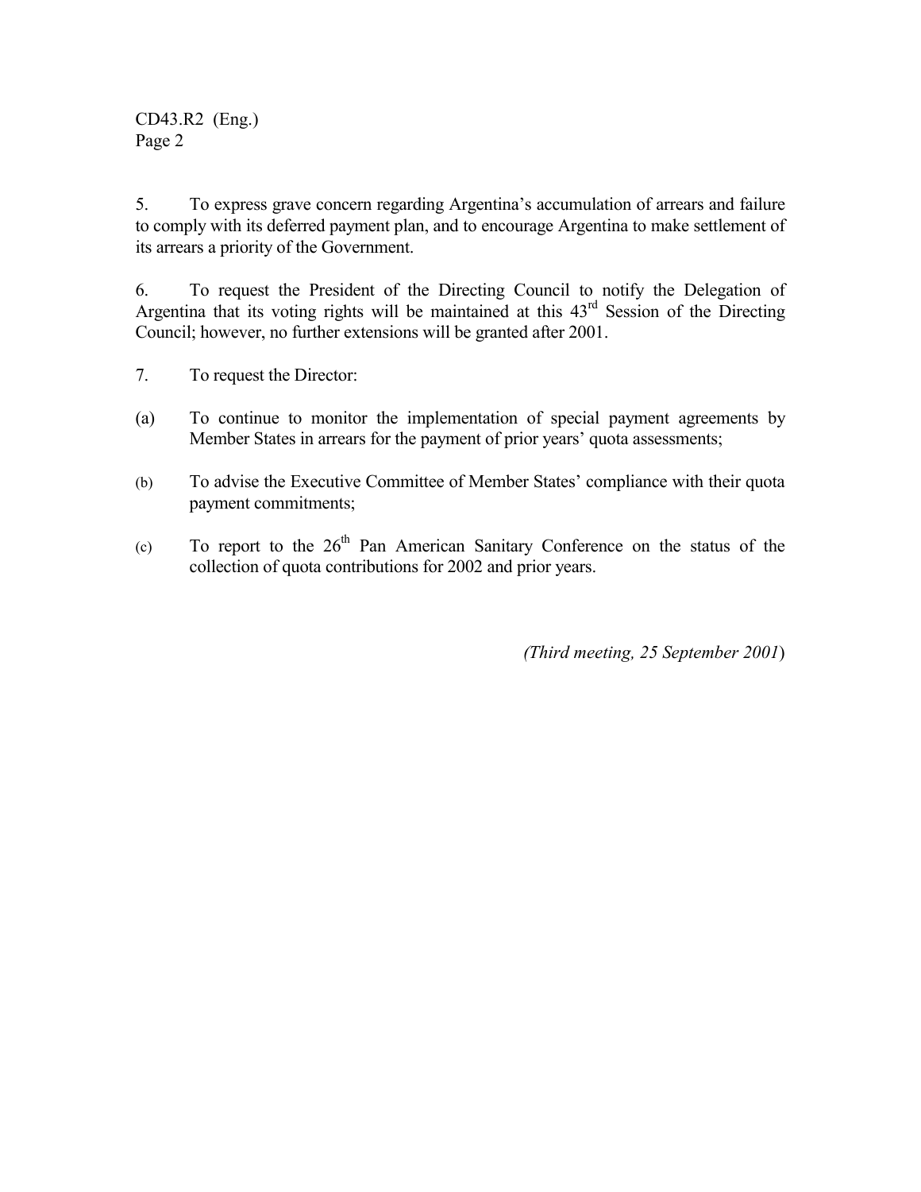5. To express grave concern regarding Argentina's accumulation of arrears and failure to comply with its deferred payment plan, and to encourage Argentina to make settlement of its arrears a priority of the Government.

6. To request the President of the Directing Council to notify the Delegation of Argentina that its voting rights will be maintained at this 43rd Session of the Directing Council; however, no further extensions will be granted after 2001.

7. To request the Director:

(a) To continue to monitor the implementation of special payment agreements by Member States in arrears for the payment of prior years' quota assessments;

(b) To advise the Executive Committee of Member States' compliance with their quota payment commitments;

(c) To report to the 26th Pan American Sanitary Conference on the status of the collection of quota contributions for 2002 and prior years.

*(Third meeting, 25 September 2001)*